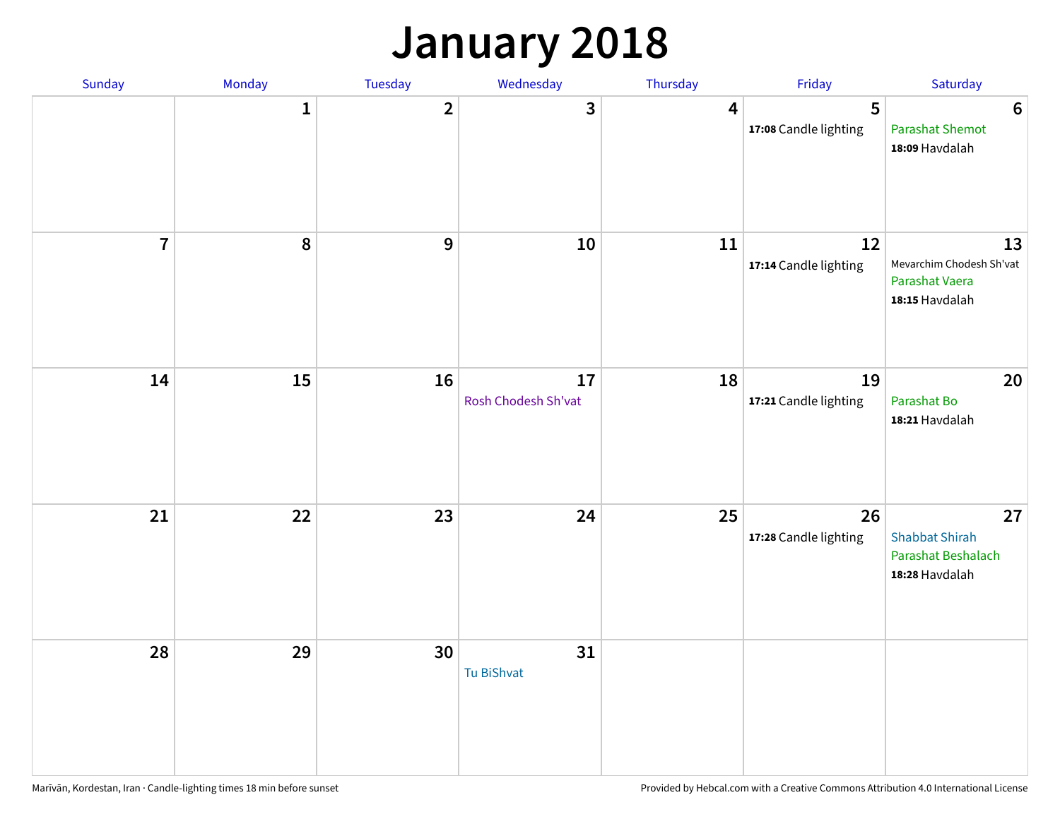# January 2018

| Sunday | Monday | Tuesday | Wednesday | Thursday | Friday | Saturday |
|---|---|---|---|---|---|---|
| | 1 | 2 | 3 | 4 | 5<br>**17:08** Candle lighting | 6<br>Parashat Shemot<br>**18:09** Havdalah |
| 7 | 8 | 9 | 10 | 11 | 12<br>**17:14** Candle lighting | 13<br>Mevarchim Chodesh Sh'vat<br>Parashat Vaera<br>**18:15** Havdalah |
| 14 | 15 | 16 | 17<br>Rosh Chodesh Sh'vat | 18 | 19<br>**17:21** Candle lighting | 20<br>Parashat Bo<br>**18:21** Havdalah |
| 21 | 22 | 23 | 24 | 25 | 26<br>**17:28** Candle lighting | 27<br>Shabbat Shirah<br>Parashat Beshalach<br>**18:28** Havdalah |
| 28 | 29 | 30 | 31<br>Tu BiShvat | | | |

Marīvān, Kordestan, Iran · Candle-lighting times 18 min before sunset

Provided by Hebcal.com with a Creative Commons Attribution 4.0 International License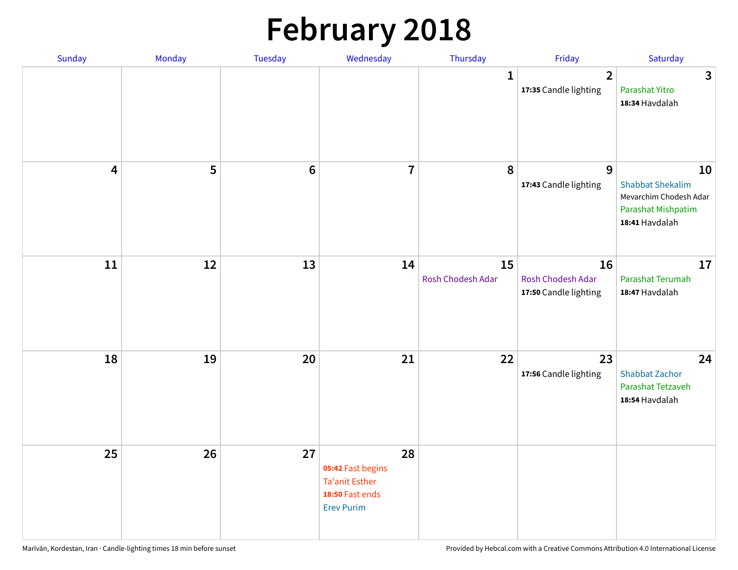# February 2018

| Sunday | Monday | Tuesday | Wednesday | Thursday | Friday | Saturday |
|---|---|---|---|---|---|---|
| | | | | 1 | 2<br>**17:35** Candle lighting | 3<br>Parashat Yitro<br>**18:34** Havdalah |
| 4 | 5 | 6 | 7 | 8 | 9<br>**17:43** Candle lighting | 10<br>Shabbat Shekalim<br>Mevarchim Chodesh Adar<br>Parashat Mishpatim<br>**18:41** Havdalah |
| 11 | 12 | 13 | 14 | 15<br>Rosh Chodesh Adar | 16<br>Rosh Chodesh Adar<br>**17:50** Candle lighting | 17<br>Parashat Terumah<br>**18:47** Havdalah |
| 18 | 19 | 20 | 21 | 22 | 23<br>**17:56** Candle lighting | 24<br>Shabbat Zachor<br>Parashat Tetzaveh<br>**18:54** Havdalah |
| 25 | 26 | 27 | 28<br>**05:42** Fast begins<br>Ta'anit Esther<br>**18:50** Fast ends<br>Erev Purim | | | |

Marīvān, Kordestan, Iran · Candle-lighting times 18 min before sunset

Provided by Hebcal.com with a Creative Commons Attribution 4.0 International License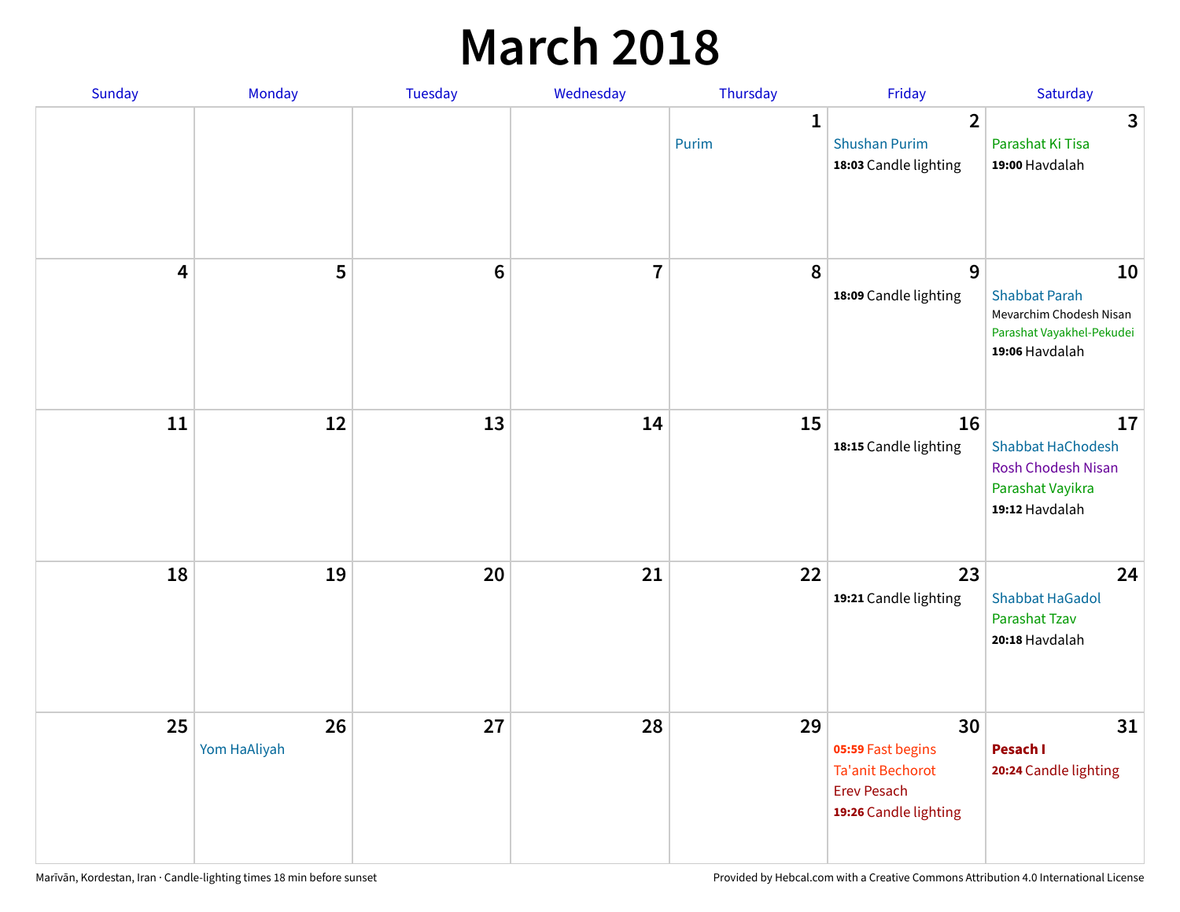# March 2018

| Sunday | Monday | Tuesday | Wednesday | Thursday | Friday | Saturday |
|---|---|---|---|---|---|---|
| | | | | 1<br>Purim | 2<br>Shushan Purim<br>**18:03** Candle lighting | 3<br>Parashat Ki Tisa<br>**19:00** Havdalah |
| 4 | 5 | 6 | 7 | 8 | 9<br>**18:09** Candle lighting | 10<br>Shabbat Parah<br>Mevarchim Chodesh Nisan<br>Parashat Vayakhel-Pekudei<br>**19:06** Havdalah |
| 11 | 12 | 13 | 14 | 15 | 16<br>**18:15** Candle lighting | 17<br>Shabbat HaChodesh<br>Rosh Chodesh Nisan<br>Parashat Vayikra<br>**19:12** Havdalah |
| 18 | 19 | 20 | 21 | 22 | 23<br>**19:21** Candle lighting | 24<br>Shabbat HaGadol<br>Parashat Tzav<br>**20:18** Havdalah |
| 25 | 26<br>Yom HaAliyah | 27 | 28 | 29 | 30<br>**05:59** Fast begins<br>Ta'anit Bechorot<br>Erev Pesach<br>**19:26** Candle lighting | 31<br>**Pesach I**<br>**20:24** Candle lighting |

Marīvān, Kordestan, Iran · Candle-lighting times 18 min before sunset

Provided by Hebcal.com with a Creative Commons Attribution 4.0 International License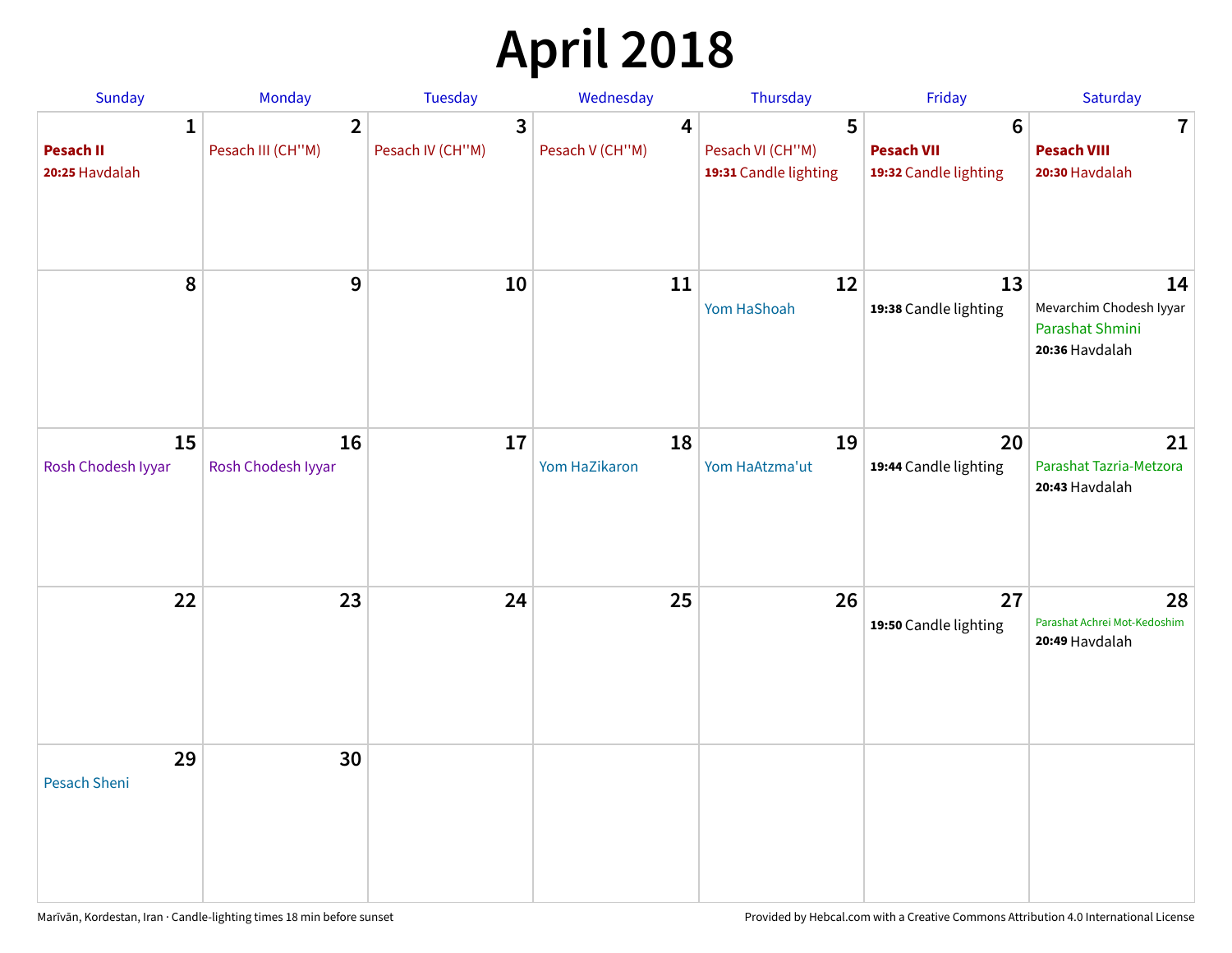# April 2018

| Sunday | Monday | Tuesday | Wednesday | Thursday | Friday | Saturday |
|---|---|---|---|---|---|---|
| **1**<br>**Pesach II**<br>**20:25** Havdalah | **2**<br>Pesach III (CH''M) | **3**<br>Pesach IV (CH''M) | **4**<br>Pesach V (CH''M) | **5**<br>Pesach VI (CH''M)<br>**19:31** Candle lighting | **6**<br>**Pesach VII**<br>**19:32** Candle lighting | **7**<br>**Pesach VIII**<br>**20:30** Havdalah |
| **8** | **9** | **10** | **11** | **12**<br>Yom HaShoah | **13**<br>**19:38** Candle lighting | **14**<br>Mevarchim Chodesh Iyyar<br>Parashat Shmini<br>**20:36** Havdalah |
| **15**<br>Rosh Chodesh Iyyar | **16**<br>Rosh Chodesh Iyyar | **17** | **18**<br>Yom HaZikaron | **19**<br>Yom HaAtzma'ut | **20**<br>**19:44** Candle lighting | **21**<br>Parashat Tazria-Metzora<br>**20:43** Havdalah |
| **22** | **23** | **24** | **25** | **26** | **27**<br>**19:50** Candle lighting | **28**<br>Parashat Achrei Mot-Kedoshim<br>**20:49** Havdalah |
| **29**<br>Pesach Sheni | **30** | | | | | |

Marīvān, Kordestan, Iran · Candle-lighting times 18 min before sunset

Provided by Hebcal.com with a Creative Commons Attribution 4.0 International License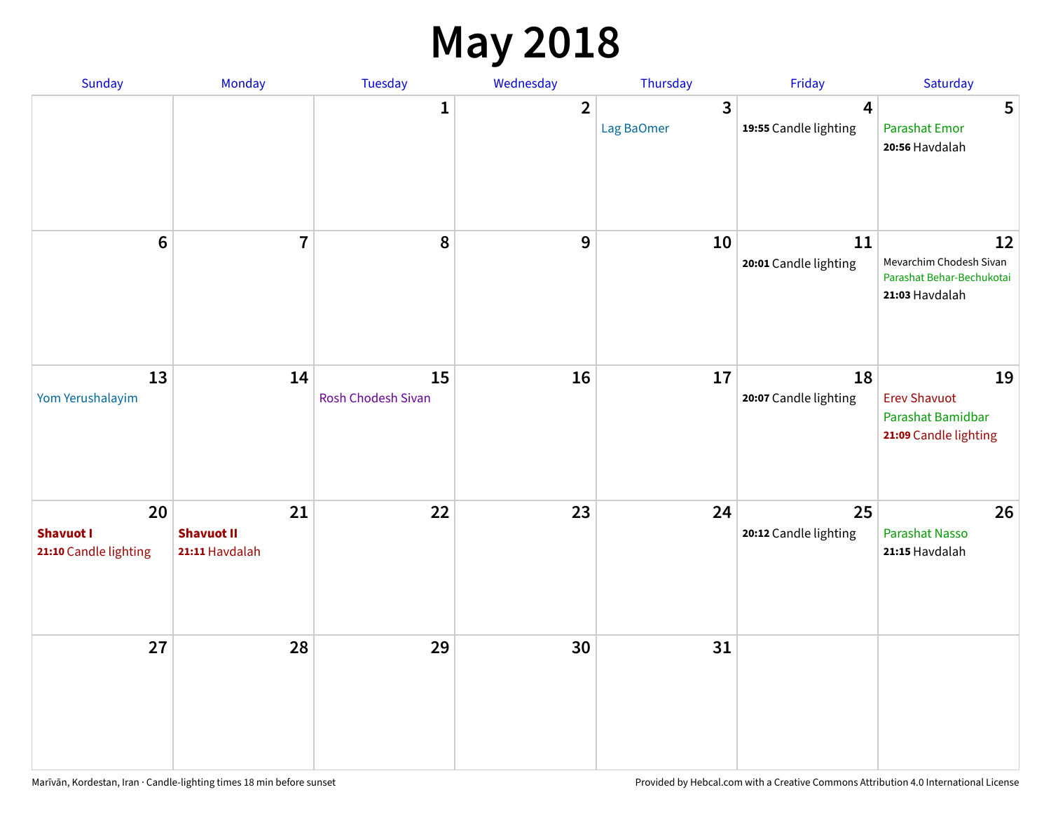# May 2018

| Sunday | Monday | Tuesday | Wednesday | Thursday | Friday | Saturday |
|---|---|---|---|---|---|---|
| | | 1 | 2 | 3<br>Lag BaOmer | 4<br>**19:55** Candle lighting | 5<br>Parashat Emor<br>**20:56** Havdalah |
| 6 | 7 | 8 | 9 | 10 | 11<br>**20:01** Candle lighting | 12<br>Mevarchim Chodesh Sivan<br>Parashat Behar-Bechukotai<br>**21:03** Havdalah |
| 13<br>Yom Yerushalayim | 14 | 15<br>Rosh Chodesh Sivan | 16 | 17 | 18<br>**20:07** Candle lighting | 19<br>Erev Shavuot<br>Parashat Bamidbar<br>**21:09** Candle lighting |
| 20<br>**Shavuot I**<br>**21:10** Candle lighting | 21<br>**Shavuot II**<br>**21:11** Havdalah | 22 | 23 | 24 | 25<br>**20:12** Candle lighting | 26<br>Parashat Nasso<br>**21:15** Havdalah |
| 27 | 28 | 29 | 30 | 31 | | |

Marīvān, Kordestan, Iran · Candle-lighting times 18 min before sunset

Provided by Hebcal.com with a Creative Commons Attribution 4.0 International License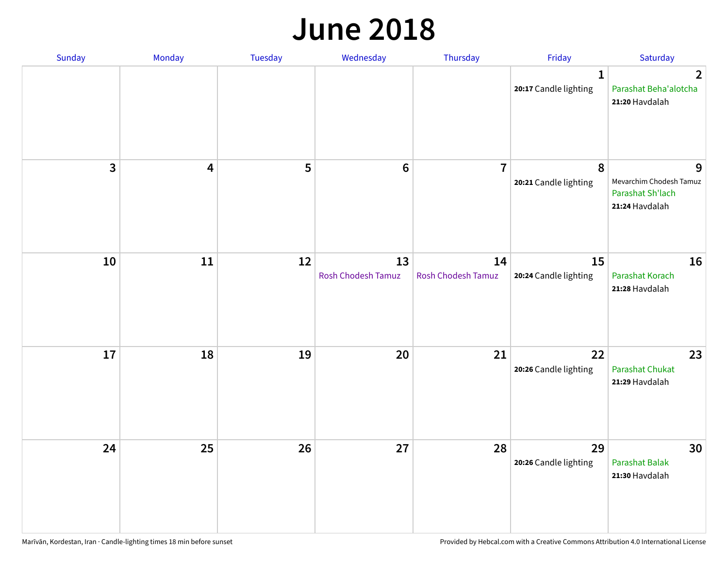# June 2018

| Sunday | Monday | Tuesday | Wednesday | Thursday | Friday | Saturday |
|---|---|---|---|---|---|---|
| | | | | | 1<br>**20:17** Candle lighting | 2<br>Parashat Beha'alotcha<br>**21:20** Havdalah |
| 3 | 4 | 5 | 6 | 7 | 8<br>**20:21** Candle lighting | 9<br>Mevarchim Chodesh Tamuz<br>Parashat Sh'lach<br>**21:24** Havdalah |
| 10 | 11 | 12 | 13<br>Rosh Chodesh Tamuz | 14<br>Rosh Chodesh Tamuz | 15<br>**20:24** Candle lighting | 16<br>Parashat Korach<br>**21:28** Havdalah |
| 17 | 18 | 19 | 20 | 21 | 22<br>**20:26** Candle lighting | 23<br>Parashat Chukat<br>**21:29** Havdalah |
| 24 | 25 | 26 | 27 | 28 | 29<br>**20:26** Candle lighting | 30<br>Parashat Balak<br>**21:30** Havdalah |

Marīvān, Kordestan, Iran · Candle-lighting times 18 min before sunset

Provided by Hebcal.com with a Creative Commons Attribution 4.0 International License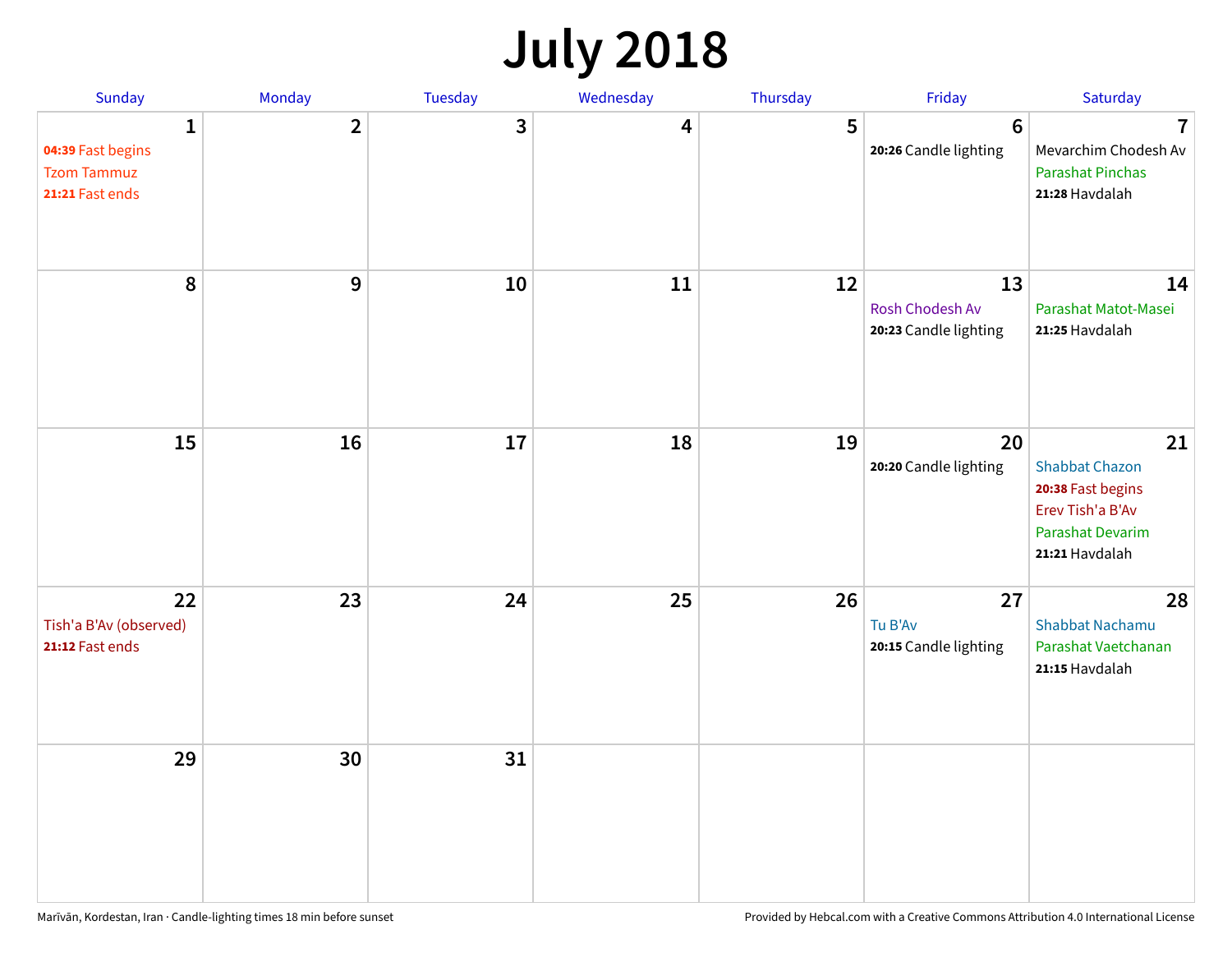# July 2018

| Sunday | Monday | Tuesday | Wednesday | Thursday | Friday | Saturday |
|---|---|---|---|---|---|---|
| **1**<br>**04:39** Fast begins<br>Tzom Tammuz<br>**21:21** Fast ends | **2** | **3** | **4** | **5** | **6**<br>**20:26** Candle lighting | **7**<br>Mevarchim Chodesh Av<br>Parashat Pinchas<br>**21:28** Havdalah |
| **8** | **9** | **10** | **11** | **12** | **13**<br>Rosh Chodesh Av<br>**20:23** Candle lighting | **14**<br>Parashat Matot-Masei<br>**21:25** Havdalah |
| **15** | **16** | **17** | **18** | **19** | **20**<br>**20:20** Candle lighting | **21**<br>Shabbat Chazon<br>**20:38** Fast begins<br>Erev Tish'a B'Av<br>Parashat Devarim<br>**21:21** Havdalah |
| **22**<br>Tish'a B'Av (observed)<br>**21:12** Fast ends | **23** | **24** | **25** | **26** | **27**<br>Tu B'Av<br>**20:15** Candle lighting | **28**<br>Shabbat Nachamu<br>Parashat Vaetchanan<br>**21:15** Havdalah |
| **29** | **30** | **31** | | | | |

Marīvān, Kordestan, Iran · Candle-lighting times 18 min before sunset

Provided by Hebcal.com with a Creative Commons Attribution 4.0 International License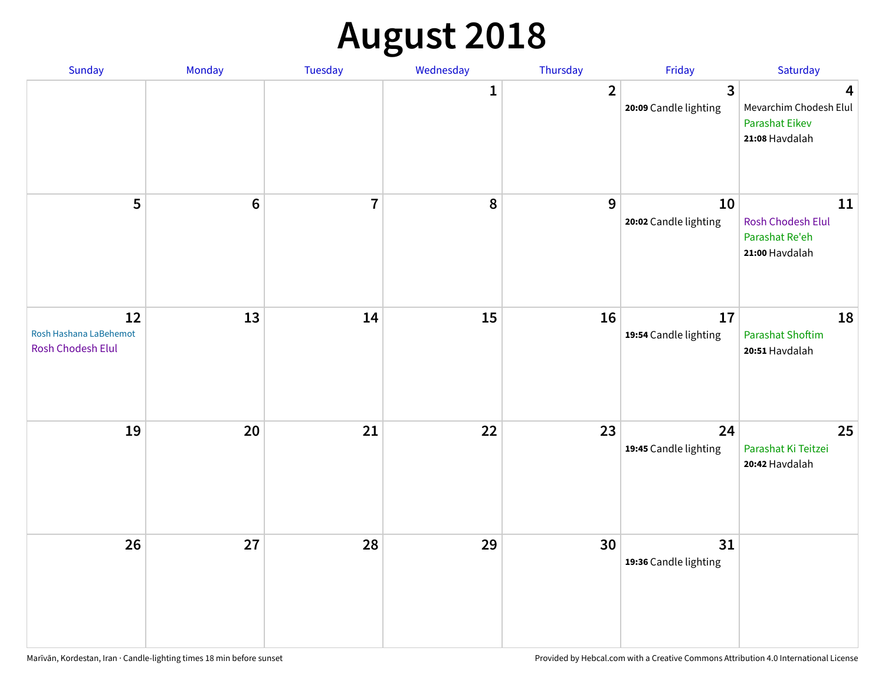# August 2018

| Sunday | Monday | Tuesday | Wednesday | Thursday | Friday | Saturday |
|---|---|---|---|---|---|---|
| | | | 1 | 2 | 3<br>**20:09** Candle lighting | 4<br>Mevarchim Chodesh Elul<br>Parashat Eikev<br>**21:08** Havdalah |
| 5 | 6 | 7 | 8 | 9 | 10<br>**20:02** Candle lighting | 11<br>Rosh Chodesh Elul<br>Parashat Re'eh<br>**21:00** Havdalah |
| 12<br>Rosh Hashana LaBehemot<br>Rosh Chodesh Elul | 13 | 14 | 15 | 16 | 17<br>**19:54** Candle lighting | 18<br>Parashat Shoftim<br>**20:51** Havdalah |
| 19 | 20 | 21 | 22 | 23 | 24<br>**19:45** Candle lighting | 25<br>Parashat Ki Teitzei<br>**20:42** Havdalah |
| 26 | 27 | 28 | 29 | 30 | 31<br>**19:36** Candle lighting | |

Marīvān, Kordestan, Iran · Candle-lighting times 18 min before sunset

Provided by Hebcal.com with a Creative Commons Attribution 4.0 International License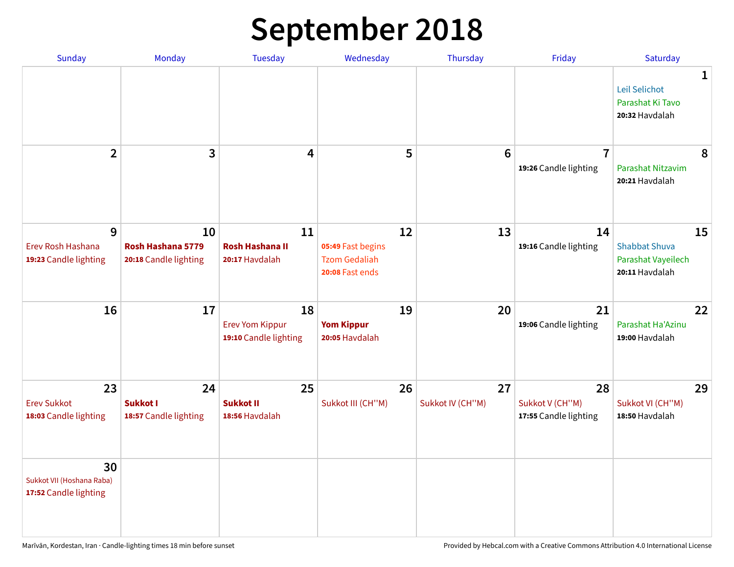# September 2018

| Sunday | Monday | Tuesday | Wednesday | Thursday | Friday | Saturday |
|---|---|---|---|---|---|---|
| | | | | | | **1** Leil Selichot Parashat Ki Tavo **20:32** Havdalah |
| **2** | **3** | **4** | **5** | **6** | **7** **19:26** Candle lighting | **8** Parashat Nitzavim **20:21** Havdalah |
| **9** Erev Rosh Hashana **19:23** Candle lighting | **10** **Rosh Hashana 5779** **20:18** Candle lighting | **11** **Rosh Hashana II** **20:17** Havdalah | **12** **05:49** Fast begins Tzom Gedaliah **20:08** Fast ends | **13** | **14** **19:16** Candle lighting | **15** Shabbat Shuva Parashat Vayeilech **20:11** Havdalah |
| **16** | **17** | **18** Erev Yom Kippur **19:10** Candle lighting | **19** **Yom Kippur** **20:05** Havdalah | **20** | **21** **19:06** Candle lighting | **22** Parashat Ha'Azinu **19:00** Havdalah |
| **23** Erev Sukkot **18:03** Candle lighting | **24** **Sukkot I** **18:57** Candle lighting | **25** **Sukkot II** **18:56** Havdalah | **26** Sukkot III (CH''M) | **27** Sukkot IV (CH''M) | **28** Sukkot V (CH''M) **17:55** Candle lighting | **29** Sukkot VI (CH''M) **18:50** Havdalah |
| **30** Sukkot VII (Hoshana Raba) **17:52** Candle lighting | | | | | | |

Marīvān, Kordestan, Iran · Candle-lighting times 18 min before sunset

Provided by Hebcal.com with a Creative Commons Attribution 4.0 International License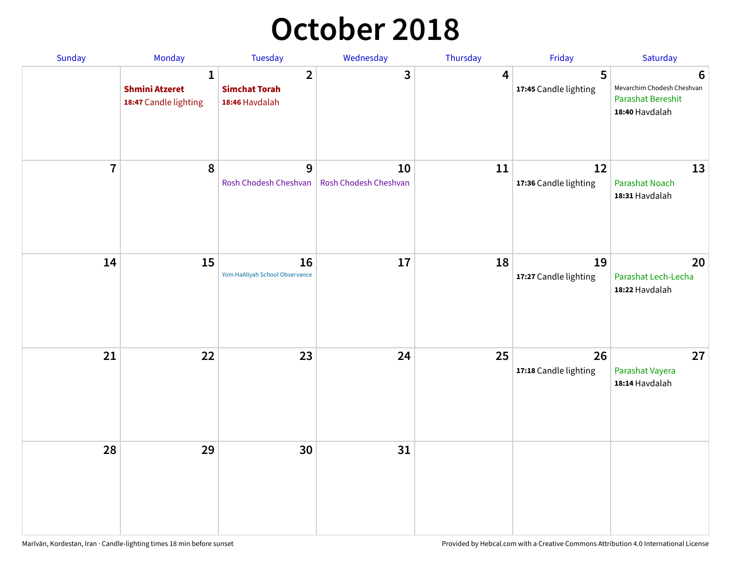# October 2018

| Sunday | Monday | Tuesday | Wednesday | Thursday | Friday | Saturday |
|---|---|---|---|---|---|---|
| | 1 **Shmini Atzeret** **18:47** Candle lighting | 2 **Simchat Torah** **18:46** Havdalah | 3 | 4 | 5 **17:45** Candle lighting | 6 Mevarchim Chodesh Cheshvan Parashat Bereshit **18:40** Havdalah |
| 7 | 8 | 9 Rosh Chodesh Cheshvan | 10 Rosh Chodesh Cheshvan | 11 | 12 **17:36** Candle lighting | 13 Parashat Noach **18:31** Havdalah |
| 14 | 15 | 16 Yom HaAliyah School Observance | 17 | 18 | 19 **17:27** Candle lighting | 20 Parashat Lech-Lecha **18:22** Havdalah |
| 21 | 22 | 23 | 24 | 25 | 26 **17:18** Candle lighting | 27 Parashat Vayera **18:14** Havdalah |
| 28 | 29 | 30 | 31 | | | |

Marīvān, Kordestan, Iran · Candle-lighting times 18 min before sunset

Provided by Hebcal.com with a Creative Commons Attribution 4.0 International License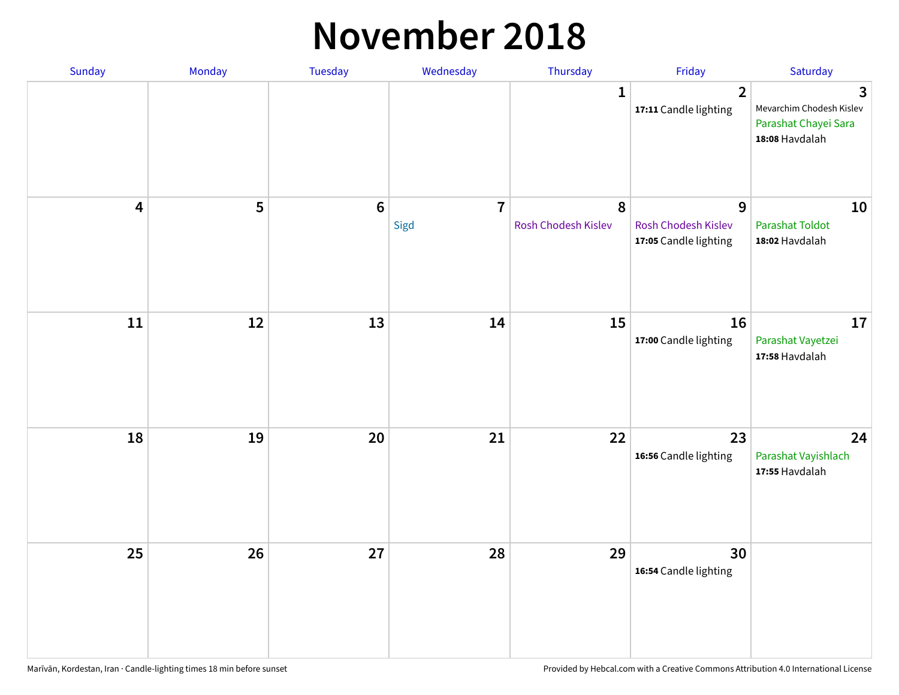# November 2018

| Sunday | Monday | Tuesday | Wednesday | Thursday | Friday | Saturday |
|---|---|---|---|---|---|---|
| | | | | 1 | 2<br>**17:11** Candle lighting | 3<br>Mevarchim Chodesh Kislev<br>Parashat Chayei Sara<br>**18:08** Havdalah |
| 4 | 5 | 6 | 7<br>Sigd | 8<br>Rosh Chodesh Kislev | 9<br>Rosh Chodesh Kislev<br>**17:05** Candle lighting | 10<br>Parashat Toldot<br>**18:02** Havdalah |
| 11 | 12 | 13 | 14 | 15 | 16<br>**17:00** Candle lighting | 17<br>Parashat Vayetzei<br>**17:58** Havdalah |
| 18 | 19 | 20 | 21 | 22 | 23<br>**16:56** Candle lighting | 24<br>Parashat Vayishlach<br>**17:55** Havdalah |
| 25 | 26 | 27 | 28 | 29 | 30<br>**16:54** Candle lighting | |

Marīvān, Kordestan, Iran · Candle-lighting times 18 min before sunset

Provided by Hebcal.com with a Creative Commons Attribution 4.0 International License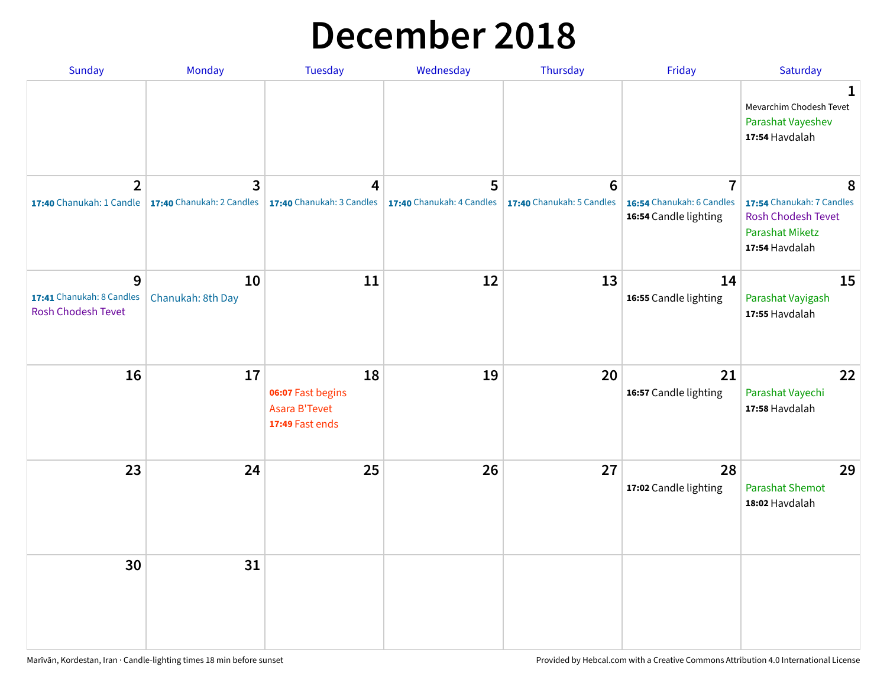# December 2018

| Sunday | Monday | Tuesday | Wednesday | Thursday | Friday | Saturday |
|---|---|---|---|---|---|---|
| | | | | | | **1** Mevarchim Chodesh Tevet Parashat Vayeshev **17:54** Havdalah |
| **2** **17:40** Chanukah: 1 Candle | **3** **17:40** Chanukah: 2 Candles | **4** **17:40** Chanukah: 3 Candles | **5** **17:40** Chanukah: 4 Candles | **6** **17:40** Chanukah: 5 Candles | **7** **16:54** Chanukah: 6 Candles **16:54** Candle lighting | **8** **17:54** Chanukah: 7 Candles Rosh Chodesh Tevet Parashat Miketz **17:54** Havdalah |
| **9** **17:41** Chanukah: 8 Candles Rosh Chodesh Tevet | **10** Chanukah: 8th Day | **11** | **12** | **13** | **14** **16:55** Candle lighting | **15** Parashat Vayigash **17:55** Havdalah |
| **16** | **17** | **18** **06:07** Fast begins Asara B'Tevet **17:49** Fast ends | **19** | **20** | **21** **16:57** Candle lighting | **22** Parashat Vayechi **17:58** Havdalah |
| **23** | **24** | **25** | **26** | **27** | **28** **17:02** Candle lighting | **29** Parashat Shemot **18:02** Havdalah |
| **30** | **31** | | | | | |

Marīvān, Kordestan, Iran · Candle-lighting times 18 min before sunset

Provided by Hebcal.com with a Creative Commons Attribution 4.0 International License